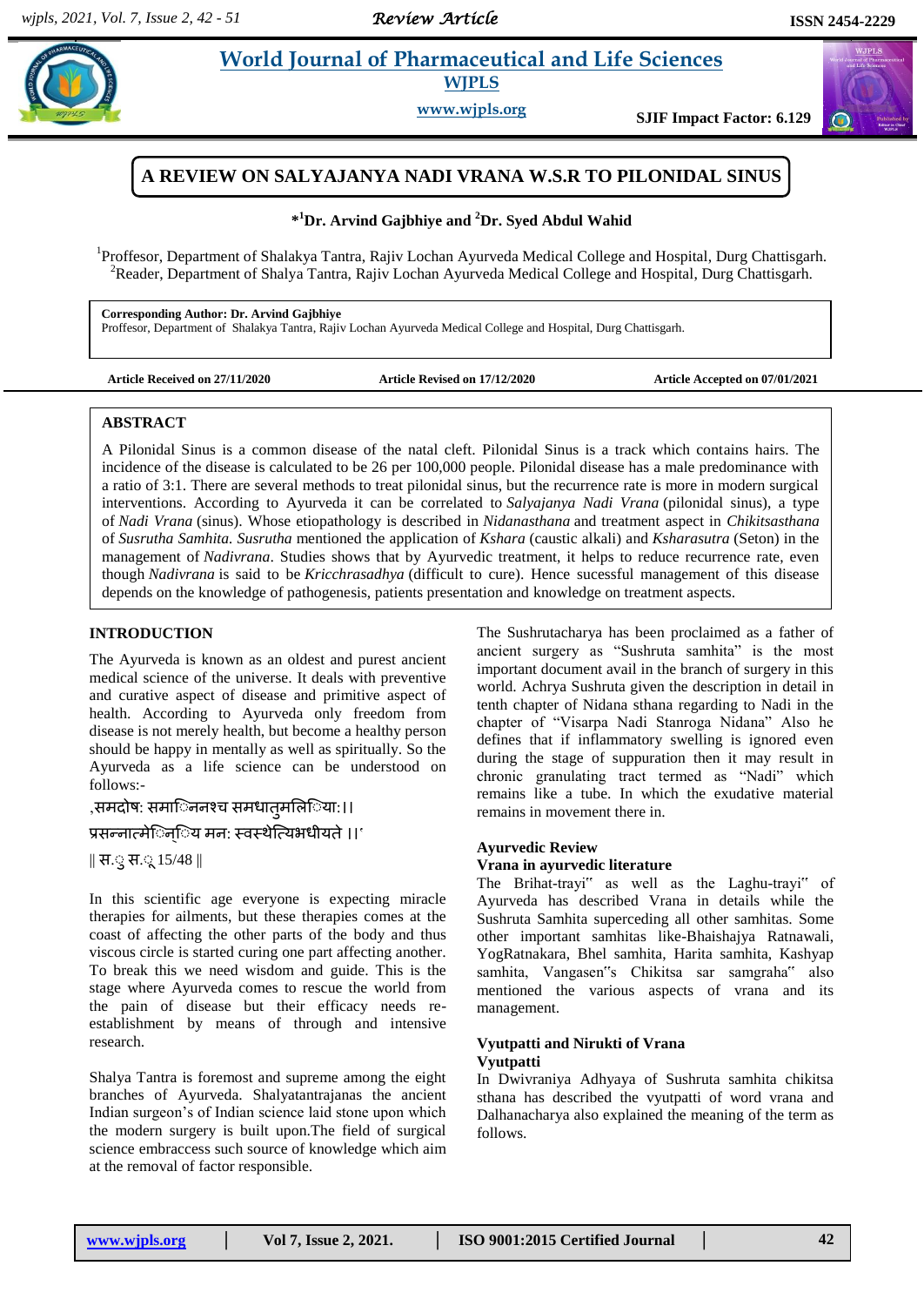# A REVIEW ON SALYAJANYA NADI VRANA W.S.R TO PILONIDAL SINUS

**\*[1]Dr. Arvind Gajbhiye and [2]Dr. Syed Abdul Wahid**

[1]Proffesor, Department of Shalakya Tantra, Rajiv Lochan Ayurveda Medical College and Hospital, Durg Chattisgarh.
[2]Reader, Department of Shalya Tantra, Rajiv Lochan Ayurveda Medical College and Hospital, Durg Chattisgarh.

**Corresponding Author: Dr. Arvind Gajbhiye**
Proffesor, Department of Shalakya Tantra, Rajiv Lochan Ayurveda Medical College and Hospital, Durg Chattisgarh.

**Article Received on 27/11/2020** **Article Revised on 17/12/2020** **Article Accepted on 07/01/2021**

## ABSTRACT

A Pilonidal Sinus is a common disease of the natal cleft. Pilonidal Sinus is a track which contains hairs. The incidence of the disease is calculated to be 26 per 100,000 people. Pilonidal disease has a male predominance with a ratio of 3:1. There are several methods to treat pilonidal sinus, but the recurrence rate is more in modern surgical interventions. According to Ayurveda it can be correlated to *Salyajanya Nadi Vrana* (pilonidal sinus), a type of *Nadi Vrana* (sinus). Whose etiopathology is described in *Nidanasthana* and treatment aspect in *Chikitsasthana* of *Susrutha Samhita*. *Susrutha* mentioned the application of *Kshara* (caustic alkali) and *Ksharasutra* (Seton) in the management of *Nadivrana*. Studies shows that by Ayurvedic treatment, it helps to reduce recurrence rate, even though *Nadivrana* is said to be *Kricchrasadhya* (difficult to cure). Hence sucessful management of this disease depends on the knowledge of pathogenesis, patients presentation and knowledge on treatment aspects.

## INTRODUCTION

The Ayurveda is known as an oldest and purest ancient medical science of the universe. It deals with preventive and curative aspect of disease and primitive aspect of health. According to Ayurveda only freedom from disease is not merely health, but become a healthy person should be happy in mentally as well as spiritually. So the Ayurveda as a life science can be understood on follows:-

,समदोष: समाग्निश्च समधातुमलिक्रिया:।।
प्रसन्नात्मेन्द्रिय मन: स्वस्थेत्यिभधीयते ।।'
|| स.ु स.ू 15/48 ||

In this scientific age everyone is expecting miracle therapies for ailments, but these therapies comes at the coast of affecting the other parts of the body and thus viscous circle is started curing one part affecting another. To break this we need wisdom and guide. This is the stage where Ayurveda comes to rescue the world from the pain of disease but their efficacy needs re-establishment by means of through and intensive research.

Shalya Tantra is foremost and supreme among the eight branches of Ayurveda. Shalyatantrajanas the ancient Indian surgeon's of Indian science laid stone upon which the modern surgery is built upon.The field of surgical science embraccess such source of knowledge which aim at the removal of factor responsible.

The Sushrutacharya has been proclaimed as a father of ancient surgery as "Sushruta samhita" is the most important document avail in the branch of surgery in this world. Achrya Sushruta given the description in detail in tenth chapter of Nidana sthana regarding to Nadi in the chapter of "Visarpa Nadi Stanroga Nidana" Also he defines that if inflammatory swelling is ignored even during the stage of suppuration then it may result in chronic granulating tract termed as "Nadi" which remains like a tube. In which the exudative material remains in movement there in.

### Ayurvedic Review

### Vrana in ayurvedic literature

The Brihat-trayi" as well as the Laghu-trayi" of Ayurveda has described Vrana in details while the Sushruta Samhita superceding all other samhitas. Some other important samhitas like-Bhaishajya Ratnawali, YogRatnakara, Bhel samhita, Harita samhita, Kashyap samhita, Vangasen"s Chikitsa sar samgraha" also mentioned the various aspects of vrana and its management.

### Vyutpatti and Nirukti of Vrana

### Vyutpatti

In Dwivraniya Adhyaya of Sushruta samhita chikitsa sthana has described the vyutpatti of word vrana and Dalhanacharya also explained the meaning of the term as follows.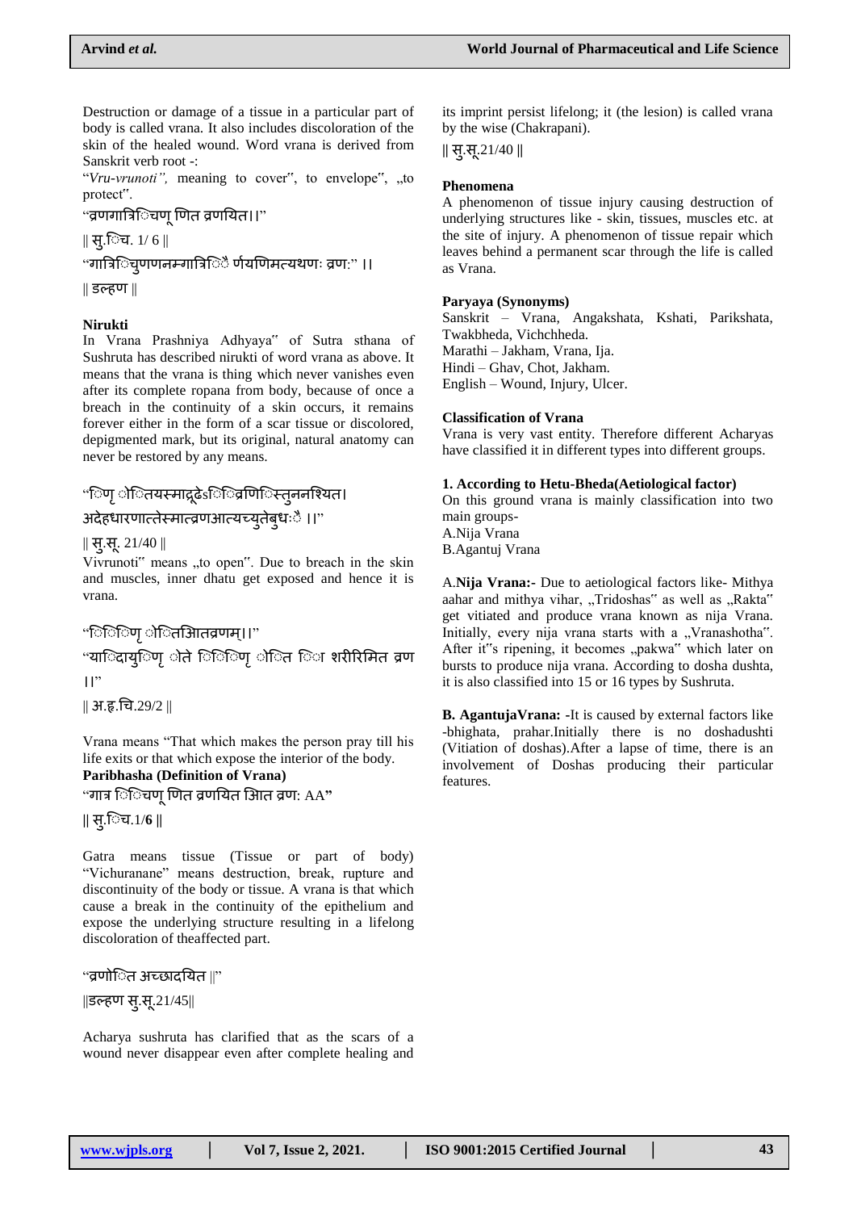Destruction or damage of a tissue in a particular part of body is called vrana. It also includes discoloration of the skin of the healed wound. Word vrana is derived from Sanskrit verb root -:

"*Vru-vrunoti",* meaning to cover", to envelope", „to protect".

"व्रणगात्रिविचणू णित व्रणयित।।"

|| सु.िच. 1/ 6 ||

"गात्रिविचुणणनम्गात्रिविै र्णयणिमत्यथणः व्रण:" ।।

|| डल्हण ||

### Nirukti

In Vrana Prashniya Adhyaya" of Sutra sthana of Sushruta has described nirukti of word vrana as above. It means that the vrana is thing which never vanishes even after its complete ropana from body, because of once a breach in the continuity of a skin occurs, it remains forever either in the form of a scar tissue or discolored, depigmented mark, but its original, natural anatomy can never be restored by any means.

"िणृ ोितयस्माद्रूढेऽििव्रणिवस्तुननश्यित।

अदेहधारणात्तेस्मात्व्रणआत्यच्युतेबुधःै ।।"

|| सु.सू. 21/40 ||

Vivrunoti" means „to open". Due to breach in the skin and muscles, inner dhatu get exposed and hence it is vrana.

"िििणृ ोितिआतव्रणम्।।"

"यािदायुिणृ ोते िििणृ ोित िा शरीरिमित व्रण ।।"

|| अ.ह.चि.29/2 ||

Vrana means "That which makes the person pray till his life exits or that which expose the interior of the body.

### Paribhasha (Definition of Vrana)

"गात्र िविचणू णित व्रणयित िआत व्रण: AA**"**

|| सु.िच.1/**6** ||

Gatra means tissue (Tissue or part of body) "Vichuranane" means destruction, break, rupture and discontinuity of the body or tissue. A vrana is that which cause a break in the continuity of the epithelium and expose the underlying structure resulting in a lifelong discoloration of theaffected part.

"व्रणोित अच्छादयित ||"

||डल्हण सु.सू.21/45||

Acharya sushruta has clarified that as the scars of a wound never disappear even after complete healing and its imprint persist lifelong; it (the lesion) is called vrana by the wise (Chakrapani).

|| सु.सू.21/40 ||

### Phenomena

A phenomenon of tissue injury causing destruction of underlying structures like - skin, tissues, muscles etc. at the site of injury. A phenomenon of tissue repair which leaves behind a permanent scar through the life is called as Vrana.

### Paryaya (Synonyms)

Sanskrit – Vrana, Angakshata, Kshati, Parikshata, Twakbheda, Vichchheda.
Marathi – Jakham, Vrana, Ija.
Hindi – Ghav, Chot, Jakham.
English – Wound, Injury, Ulcer.

### Classification of Vrana

Vrana is very vast entity. Therefore different Acharyas have classified it in different types into different groups.

#### 1. According to Hetu-Bheda(Aetiological factor)

On this ground vrana is mainly classification into two main groups-
A.Nija Vrana
B.Agantuj Vrana

A.**Nija Vrana:-** Due to aetiological factors like- Mithya aahar and mithya vihar, „Tridoshas" as well as „Rakta" get vitiated and produce vrana known as nija Vrana. Initially, every nija vrana starts with a „Vranashotha". After it"s ripening, it becomes „pakwa" which later on bursts to produce nija vrana. According to dosha dushta, it is also classified into 15 or 16 types by Sushruta.

**B. AgantujaVrana: -**It is caused by external factors like -bhighata, prahar.Initially there is no doshadushti (Vitiation of doshas).After a lapse of time, there is an involvement of Doshas producing their particular features.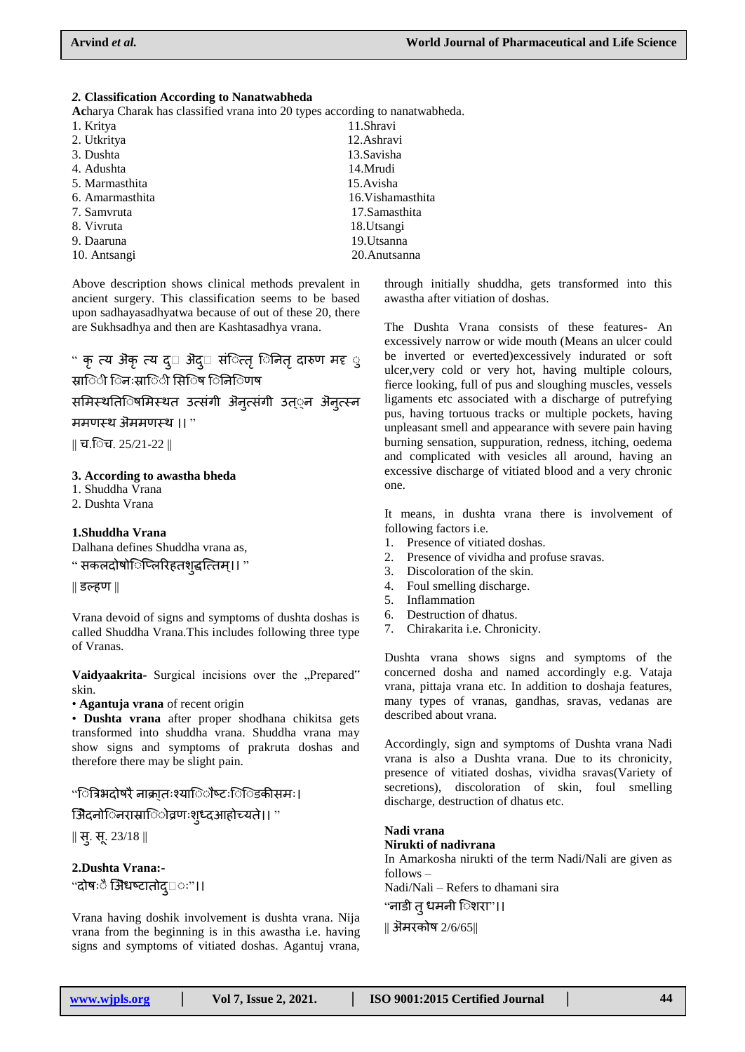### *2.* Classification According to Nanatwabheda

**Ac**harya Charak has classified vrana into 20 types according to nanatwabheda.

1. Kritya
2. Utkritya
3. Dushta
4. Adushta
5. Marmasthita
6. Amarmasthita
7. Samvruta
8. Vivruta
9. Daaruna
10. Antsangi
11. Shravi
12. Ashravi
13. Savisha
14. Mrudi
15. Avisha
16. Vishamasthita
17. Samasthita
18. Utsangi
19. Utsanna
20. Anutsanna

Above description shows clinical methods prevalent in ancient surgery. This classification seems to be based upon sadhayasadhyatwa because of out of these 20, there are Sukhsadhya and then are Kashtasadhya vrana.

" कृ त्य अॆकृ त्य दु अॆदु संित्तृ िनितृ दारुण मद ु स्राििी िनःस्राििी सिि॒ष िनिििणष
समिस्थतििषमिस्थत उत्संगी अॆनुत्संगी उत्ॄन अॆनुत्स्न ममणस्थ अॆममणस्थ ।। "

|| च.िच. 25/21-22 ||

### 3. According to awastha bheda

1. Shuddha Vrana
2. Dushta Vrana

### 1.Shuddha Vrana

Dalhana defines Shuddha vrana as,

" सकलदोषोिप्लिरिहतशुद्धत्तिम्।। "

|| डल्हण ||

Vrana devoid of signs and symptoms of dushta doshas is called Shuddha Vrana.This includes following three type of Vranas.

**Vaidyaakrita**- Surgical incisions over the „Prepared" skin.

- **Agantuja vrana** of recent origin
- **Dushta vrana** after proper shodhana chikitsa gets transformed into shuddha vrana. Shuddha vrana may show signs and symptoms of prakruta doshas and therefore there may be slight pain.

"ित्रिभदोषरै नाक्रातःश्याििौष्टःििडकीसमः।
अॆिदनोिनरास्रािोव्रणःशुध्दआहोच्यते।। "

|| सु. सू. 23/18 ||

### 2.Dushta Vrana:-

"दोषःै अॆधष्टातोदु ः"।।

Vrana having doshik involvement is dushta vrana. Nija vrana from the beginning is in this awastha i.e. having signs and symptoms of vitiated doshas. Agantuj vrana, through initially shuddha, gets transformed into this awastha after vitiation of doshas.

The Dushta Vrana consists of these features- An excessively narrow or wide mouth (Means an ulcer could be inverted or everted)excessively indurated or soft ulcer,very cold or very hot, having multiple colours, fierce looking, full of pus and sloughing muscles, vessels ligaments etc associated with a discharge of putrefying pus, having tortuous tracks or multiple pockets, having unpleasant smell and appearance with severe pain having burning sensation, suppuration, redness, itching, oedema and complicated with vesicles all around, having an excessive discharge of vitiated blood and a very chronic one.

It means, in dushta vrana there is involvement of following factors i.e.

1. Presence of vitiated doshas.
2. Presence of vividha and profuse sravas.
3. Discoloration of the skin.
4. Foul smelling discharge.
5. Inflammation
6. Destruction of dhatus.
7. Chirakarita i.e. Chronicity.

Dushta vrana shows signs and symptoms of the concerned dosha and named accordingly e.g. Vataja vrana, pittaja vrana etc. In addition to doshaja features, many types of vranas, gandhas, sravas, vedanas are described about vrana.

Accordingly, sign and symptoms of Dushta vrana Nadi vrana is also a Dushta vrana. Due to its chronicity, presence of vitiated doshas, vividha sravas(Variety of secretions), discoloration of skin, foul smelling discharge, destruction of dhatus etc.

### Nadi vrana

### Nirukti of nadivrana

In Amarkosha nirukti of the term Nadi/Nali are given as follows –

Nadi/Nali – Refers to dhamani sira

"नाडी तु धमनी िशरा"।।

|| अॆमरकोष 2/6/65||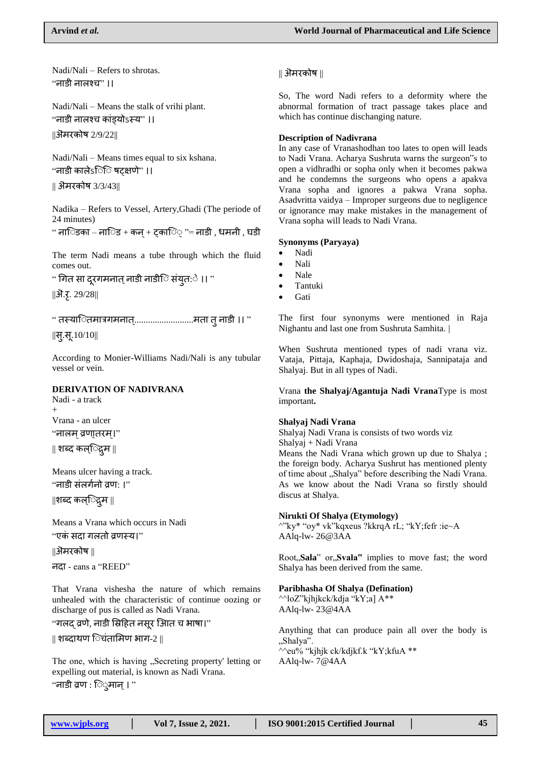Nadi/Nali – Refers to shrotas.

"नाडी नालश्च" ।।

Nadi/Nali – Means the stalk of vrihi plant.

"नाडी नालश्च कांड्योऽस्य" ।।

||अॆमरकोष 2/9/22||

Nadi/Nali – Means times equal to six kshana.

"नाडी कालेऽिि षट्क्षणे" ।।

|| अॆमरकोष 3/3/43||

Nadika – Refers to Vessel, Artery,Ghadi (The periode of 24 minutes)

" नाििका – नाड़ि + कन् + टकािि "= नाडी , धमनी , घडी

The term Nadi means a tube through which the fluid comes out.

" गित सा दूरगमनात् नाडी नाडीि संयुत:े ।। "

||अॆ.रू. 29/28||

" तस्याितिमात्रगमनात्.........................मता तु नाडी ।। "

||सु.सू.10/10||

According to Monier-Williams Nadi/Nali is any tubular vessel or vein.

## DERIVATION OF NADIVRANA

Nadi - a track

+

Vrana - an ulcer

"नालम् व्रणाृतरम्।"

|| शब्द कल्िद्रुम ||

Means ulcer having a track.

"नाडी संलर्गनो व्रण: ।"

||शब्द कल्िद्रुम ||

Means a Vrana which occurs in Nadi

"एकं सदा गलतो व्रणस्य।"

||अॆमरकोष ||

नदा - eans a "REED"

That Vrana vishesha the nature of which remains unhealed with the characteristic of continue oozing or discharge of pus is called as Nadi Vrana.

"गलद् व्रणे, नाडी स्रिहित नसूर अिात च भाषा।"

|| शब्दाथण िचंतामिण भाग-2 ||

The one, which is having „Secreting property' letting or expelling out material, is known as Nadi Vrana.

"नाडी व्रण : िुमान् । "

|| अॆमरकोष ||

So, The word Nadi refers to a deformity where the abnormal formation of tract passage takes place and which has continue dischanging nature.

### Description of Nadivrana

In any case of Vranashodhan too lates to open will leads to Nadi Vrana. Acharya Sushruta warns the surgeon"s to open a vidhradhi or sopha only when it becomes pakwa and he condemns the surgeons who opens a apakva Vrana sopha and ignores a pakwa Vrana sopha. Asadvritta vaidya – Improper surgeons due to negligence or ignorance may make mistakes in the management of Vrana sopha will leads to Nadi Vrana.

### Synonyms (Paryaya)

- Nadi
- Nali
- Nale
- Tantuki
- Gati

The first four synonyms were mentioned in Raja Nighantu and last one from Sushruta Samhita. |

When Sushruta mentioned types of nadi vrana viz. Vataja, Pittaja, Kaphaja, Dwidoshaja, Sannipataja and Shalyaj. But in all types of Nadi.

Vrana **the Shalyaj/Agantuja Nadi Vrana**Type is most important**.**

### Shalyaj Nadi Vrana

Shalyaj Nadi Vrana is consists of two words viz

Shalyaj + Nadi Vrana

Means the Nadi Vrana which grown up due to Shalya ; the foreign body. Acharya Sushrut has mentioned plenty of time about „Shalya" before describing the Nadi Vrana. As we know about the Nadi Vrana so firstly should discus at Shalya.

### Nirukti Of Shalya (Etymology)

^"ky* "oy* vk"kqxeus ?kkrqA rL; "kY;fefr :ie~A

AAlq-lw- 26@3AA

Root„**Sala**" or„**Svala"** implies to move fast; the word Shalya has been derived from the same.

### Paribhasha Of Shalya (Defination)

^^loZ"kjhjkck/kdja "kY;a] A**

AAlq-lw- 23@4AA

Anything that can produce pain all over the body is „Shalya".

^^eu% "kjhjk ck/kdjkf.k "kY;kfuA **

AAlq-lw- 7@4AA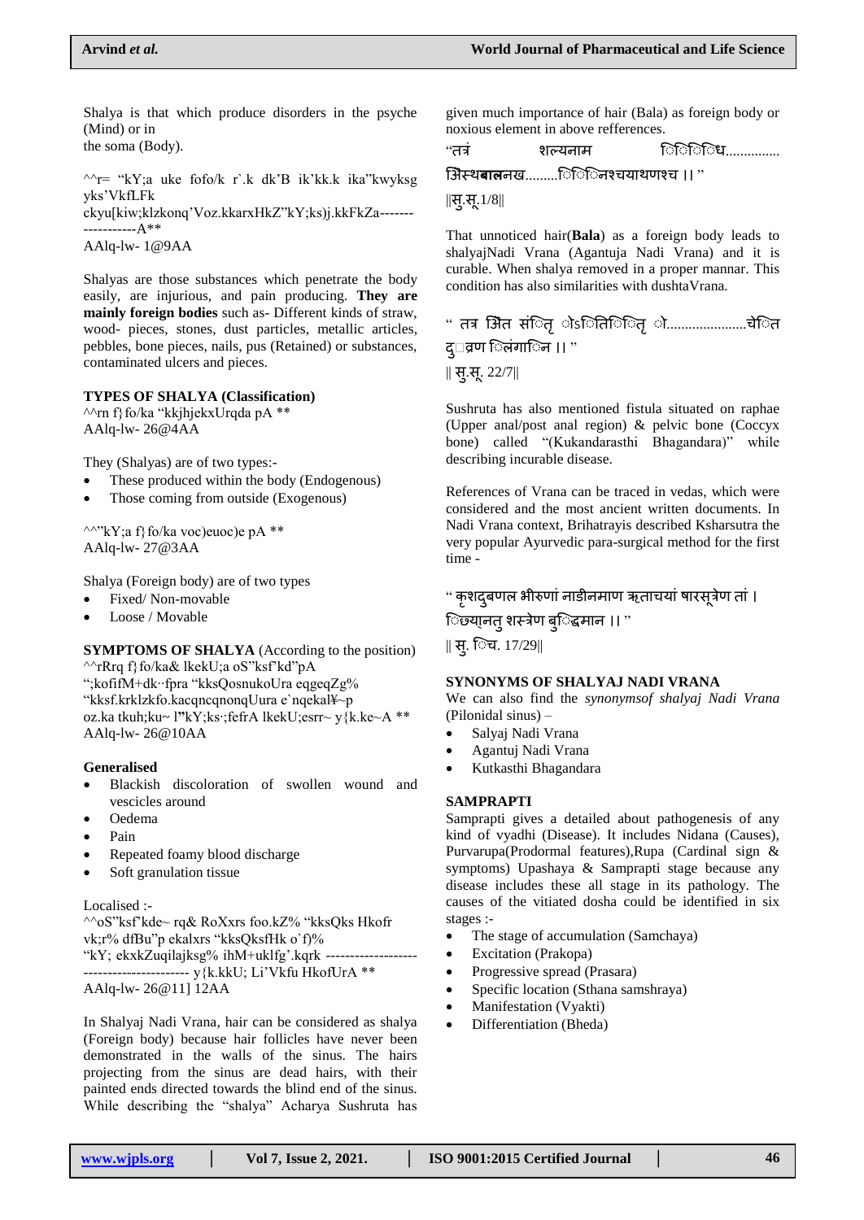Shalya is that which produce disorders in the psyche (Mind) or in
the soma (Body).

^^r= "kY;a uke fofo/k r`.k dk'B ik'kk.k ika"kwyksg yks'VkfLFk
ckyu[kiw;klzkonq'Voz.kkarxHkZ"kY;ks)j.kkFkZa----------------A**
AAlq-lw- 1@9AA

Shalyas are those substances which penetrate the body easily, are injurious, and pain producing. **They are mainly foreign bodies** such as- Different kinds of straw, wood- pieces, stones, dust particles, metallic articles, pebbles, bone pieces, nails, pus (Retained) or substances, contaminated ulcers and pieces.

**TYPES OF SHALYA (Classification)**

^^rn f}fo/ka "kkjhjekxUrqdk pA **
AAlq-lw- 26@4AA

They (Shalyas) are of two types:-

- These produced within the body (Endogenous)
- Those coming from outside (Exogenous)

^^"kY;a f}fo/ka voc)euoc)e pA **
AAlq-lw- 27@3AA

Shalya (Foreign body) are of two types

- Fixed/ Non-movable
- Loose / Movable

**SYMPTOMS OF SHALYA** (According to the position)

^^rRrq f}fo/ka& lkekU;a oS"ksf'kd"pA
";kofifM+dk··fpra "kksQosnukoUra eqgeqZg%
"kksf.krklzkfo.kacqncqnonqUura e`nqekal¥~p
oz.ka tkuh;ku~ l**"**kY;ks·;fefrA lkekU;esrr~ y{k.ke~A **
AAlq-lw- 26@10AA

**Generalised**

- Blackish discoloration of swollen wound and vescicles around
- Oedema
- Pain
- Repeated foamy blood discharge
- Soft granulation tissue

Localised :-

^^oS"ksf'kde~ rq& RoXxrs foo.kZ% "kksQks Hkofr
vk;r% dfBu"p ekalxrs "kksQksfHk o`f)%
"kY; ekxkZuqilajksg% ihM+uklfg'.kqrk ------------------------------------------ y{k.kkU; Li'Vkfu HkofUrA **
AAlq-lw- 26@11] 12AA

In Shalyaj Nadi Vrana, hair can be considered as shalya (Foreign body) because hair follicles have never been demonstrated in the walls of the sinus. The hairs projecting from the sinus are dead hairs, with their painted ends directed towards the blind end of the sinus. While describing the "shalya" Acharya Sushruta has given much importance of hair (Bala) as foreign body or noxious element in above refferences.

"तत्र शल्यनाम िविविध..............
अिस्थबालनख.........िविनश्चयाथणश्च ।। "
||सु.सू.1/8||

That unnoticed hair(**Bala**) as a foreign body leads to shalyajNadi Vrana (Agantuja Nadi Vrana) and it is curable. When shalya removed in a proper mannar. This condition has also similarities with dushtaVrana.

" तत्र अिंत संितृ ोऽितिितृ ो.....................चेित दु□व्रण िलंगािन ।। "
|| सु.सू. 22/7||

Sushruta has also mentioned fistula situated on raphae (Upper anal/post anal region) & pelvic bone (Coccyx bone) called "(Kukandarasthi Bhagandara)" while describing incurable disease.

References of Vrana can be traced in vedas, which were considered and the most ancient written documents. In Nadi Vrana context, Brihatrayis described Ksharsutra the very popular Ayurvedic para-surgical method for the first time -

" कृशदुबणल भीरुणां नाडीनमाण ऋताचयां षारसूत्रेण तां ।
िछ्यानतु शस्त्रेण बुिद्धमान ।। "
|| सु. िच. 17/29||

**SYNONYMS OF SHALYAJ NADI VRANA**

We can also find the *synonymsof shalyaj Nadi Vrana* (Pilonidal sinus) –

- Salyaj Nadi Vrana
- Agantuj Nadi Vrana
- Kutkasthi Bhagandara

**SAMPRAPTI**

Samprapti gives a detailed about pathogenesis of any kind of vyadhi (Disease). It includes Nidana (Causes), Purvarupa(Prodormal features),Rupa (Cardinal sign & symptoms) Upashaya & Samprapti stage because any disease includes these all stage in its pathology. The causes of the vitiated dosha could be identified in six stages :-

- The stage of accumulation (Samchaya)
- Excitation (Prakopa)
- Progressive spread (Prasara)
- Specific location (Sthana samshraya)
- Manifestation (Vyakti)
- Differentiation (Bheda)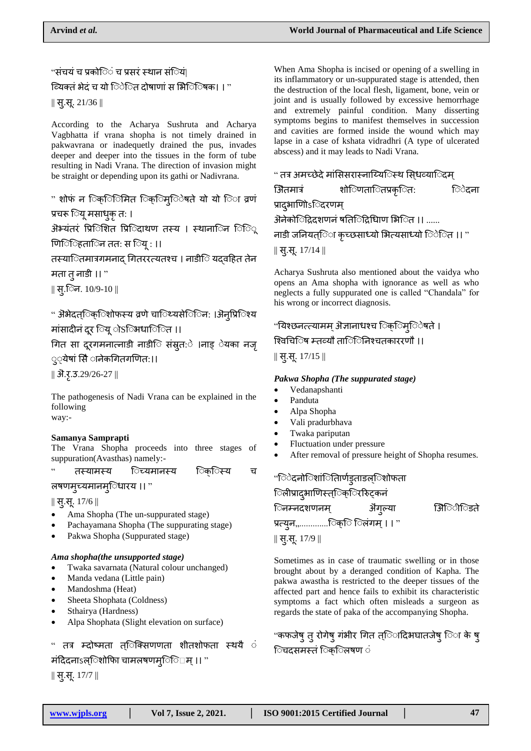"संचयं च प्रकोिं च प्रसरं स्थान संियं
व्यिक्तं भेदं च यो िेित दोषाणां स भिििषक। । "
|| सु.सू. 21/36 ||

According to the Acharya Sushruta and Acharya Vagbhatta if vrana shopha is not timely drained in pakwavrana or inadequetly drained the pus, invades deeper and deeper into the tissues in the form of tube resulting in Nadi Vrana. The direction of invasion might be straight or depending upon its gathi or Nadivrana.

" शोफं न िक्ििमित िक्िमुिेषते यो यो िा व्रणं प्रचरू िय़ू मसाधुक़ृ त: ।
अभ्यंतरं प्रििशित प्रिदाथण तस्य । स्थानािन िि़ू णिििहतािन तत: स िय़ू : ।।
तस्यािितमात्रगमनाद् गितररत्यतश्च । नाडीि यद्वहित तेन मता तु नाडी ।। "
|| सु.िन. 10/9-10 ||

" अभेदत्िक्िशोफस्य व्रणे चािथ्यसेििन: ।अनुप्रििश्य मांसादीनं दूर िय़ू ेऽिभधािित ।।
गित सा दूरगमनात्नाडी नाडीि संसुत:े ।नाड़् ेयका नज़् ुयेषां सैि ानेकगितगणित:।।
|| अ.ह़ृ.उ.29/26-27 ||

The pathogenesis of Nadi Vrana can be explained in the following way:-

**Samanya Samprapti**

The Vrana Shopha proceeds into three stages of suppuration(Avasthas) namely:-

" तस्यामस्य िच्यमानस्य िक्िस्य च लषणमुच्यमानमुिधारय ।। "
|| सु.सू. 17/6 ||

- Ama Shopha (The un-suppurated stage)
- Pachayamana Shopha (The suppurating stage)
- Pakwa Shopha (Suppurated stage)

***Ama shopha(the unsupported stage)***

- Twaka savarnata (Natural colour unchanged)
- Manda vedana (Little pain)
- Mandoshma (Heat)
- Sheeta Shophata (Coldness)
- Sthairya (Hardness)
- Alpa Shophata (Slight elevation on surface)

" तत्र म्दोष्मता त्िक्सिणणता शीतशोफता स्थयै ं मंदिदनाऽल्िशोफिा चामलषणमुिि्म् ।। "
|| सु.सू. 17/7 ||

When Ama Shopha is incised or opening of a swelling in its inflammatory or un-suppurated stage is attended, then the destruction of the local flesh, ligament, bone, vein or joint and is usually followed by excessive hemorrhage and extremely painful condition. Many disserting symptoms begins to manifest themselves in succession and cavities are formed inside the wound which may lapse in a case of kshata vidradhri (A type of ulcerated abscess) and it may leads to Nadi Vrana.

" तत्र अमच्छेदे मांससिरास्नाय्यिस्थ सिध्व्यािदम्
अितमात्रं शोिणतातिप्रकृित: िेदना प्रादुभाणिोऽिदरणम्
अनेकोिद्रिदशणनं षतििद्रिधिाण भििित ।। ......
नाडी जनियत्िा कृच्छसाध्यो भित्यसाध्यो िेित ।। "
|| सु.सू. 17/14 ||

Acharya Sushruta also mentioned about the vaidya who opens an Ama shopha with ignorance as well as who neglects a fully suppurated one is called "Chandala" for his wrong or incorrect diagnosis.

"यिश्छनत्त्यामम् अज्ञानाधश्च िक्िमुिेषते ।
श्वििचििष म्तव्यौ तािििनिश्चतकाररणौ ।।
|| सु.सू. 17/15 ||

***Pakwa Shopha (The suppurated stage)***

- Vedanapshanti
- Panduta
- Alpa Shopha
- Vali pradurbhava
- Twaka pariputan
- Fluctuation under pressure
- After removal of pressure height of Shopha resumes.

"िेदनोिशांितिार्णडुताडल्िशोफता
िलीप्रादुभाणिस्त्िक्िररिुट्कनं
िनम्नदशणनम् अंगुल्या िअििीिडते प्रत्युन,..............िक्ि िलंगम् । । "
|| सु.सू. 17/9 ||

Sometimes as in case of traumatic swelling or in those brought about by a deranged condition of Kapha. The pakwa awastha is restricted to the deeper tissues of the affected part and hence fails to exhibit its characteristic symptoms a fact which often misleads a surgeon as regards the state of paka of the accompanying Shopha.

"कफजेषु तु रोगेषु गंभीर गित त्िािदिभघातजेषु िा के षु िचदसमस्तं िक्िलषण ं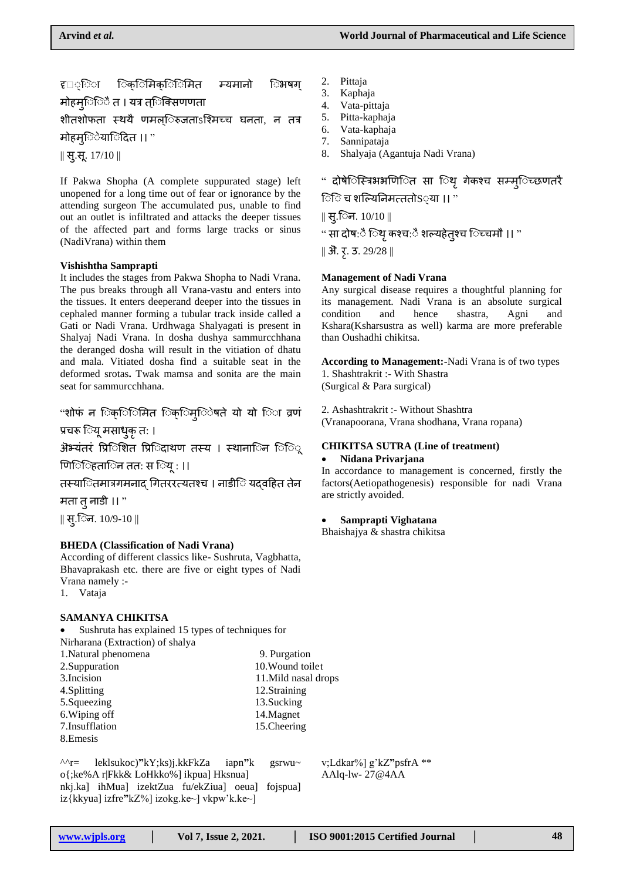दृ◌ि◌ा िक्रि◌िमिक्रि◌िमित म्यमानो िभषग् मोहमुि◌ि◌ै त । यत्र तृि◌क्सिणणता शीतशोफता स्थयै णमल्ि◌रुजताऽश्मिच्च घनता, न तत्र मोहमुि◌ि◌ेयाि◌दित ।। "

‖ सु.सू. 17/10 ‖

If Pakwa Shopha (A complete suppurated stage) left unopened for a long time out of fear or ignorance by the attending surgeon The accumulated pus, unable to find out an outlet is infiltrated and attacks the deeper tissues of the affected part and forms large tracks or sinus (NadiVrana) within them

**Vishishtha Samprapti**

It includes the stages from Pakwa Shopha to Nadi Vrana. The pus breaks through all Vrana-vastu and enters into the tissues. It enters deeperand deeper into the tissues in cephaled manner forming a tubular track inside called a Gati or Nadi Vrana. Urdhwaga Shalyagati is present in Shalyaj Nadi Vrana. In dosha dushya sammurcchhana the deranged dosha will result in the vitiation of dhatu and mala. Vitiated dosha find a suitable seat in the deformed srotas**.** Twak mamsa and sonita are the main seat for sammurcchhana.

"शोफं न िक्रि◌िमित िक्रि◌मुि◌ेषते यो यो ि◌ा व्रणं प्रचरू ि◌यू मसाधुकृ तः ।

अॆभ्यंतरं प्रिि◌शित प्रिि◌दाथण तस्य । स्थानाि◌न ि◌ि◌ू णिि◌हिताि◌न ततः स ि◌यू : ।।

तस्याि◌तमात्रगमनाद् गितररत्यतश्च । नाडीि◌ यद्वहित तेन मता तु नाडी ।। "

‖ सु.िन. 10/9-10 ‖

**BHEDA (Classification of Nadi Vrana)**

According of different classics like- Sushruta, Vagbhatta, Bhavaprakash etc. there are five or eight types of Nadi Vrana namely :-

1. Vataja
2. Pittaja
3. Kaphaja
4. Vata-pittaja
5. Pitta-kaphaja
6. Vata-kaphaja
7. Sannipataja
8. Shalyaja (Agantuja Nadi Vrana)

" दोषैि◌स्त्रिभभणिि◌त सा ि◌थृ गेकश्च सम्मुि◌च्छणतरै ि◌ि◌ च शल्यिनिमत्ततोऽ◌्या ।। "

‖ सु.िन. 10/10 ‖

" सा दोष:ै ि◌थृ कश्च:ै शल्यहेतुश्च ि◌च्चमौ ।। "

‖ अॆ. हृ. उ. 29/28 ‖

**Management of Nadi Vrana**

Any surgical disease requires a thoughtful planning for its management. Nadi Vrana is an absolute surgical condition and hence shastra, Agni and Kshara(Ksharsustra as well) karma are more preferable than Oushadhi chikitsa.

**According to Management:-**Nadi Vrana is of two types

1. Shashtrakrit :- With Shastra
(Surgical & Para surgical)

2. Ashashtrakrit :- Without Shashtra
(Vranapoorana, Vrana shodhana, Vrana ropana)

**CHIKITSA SUTRA (Line of treatment)**

- **Nidana Privarjana**

In accordance to management is concerned, firstly the factors(Aetiopathogenesis) responsible for nadi Vrana are strictly avoided.

- **Samprapti Vighatana**

Bhaishajya & shastra chikitsa

**SAMANYA CHIKITSA**

- Sushruta has explained 15 types of techniques for Nirharana (Extraction) of shalya

1.Natural phenomena
2.Suppuration
3.Incision
4.Splitting
5.Squeezing
6.Wiping off
7.Insufflation
8.Emesis
9. Purgation
10.Wound toilet
11.Mild nasal drops
12.Straining
13.Sucking
14.Magnet
15.Cheering

^^r= leklsukoc)"kY;ks)j.kkFkZa iapn"k gsrwu~ v;Ldkar%] g'kZ"psfrA ** o{;ke%A r|Fkk& LoHkko%] ikpua] Hksnua] nkj.ka] ihMua] izektZua fu/ekZiua] oeua] fojspua] iz{kkyua] izfre"kZ%] izokg.ke~] vkpw'k.ke~] AAlq-lw- 27@4AA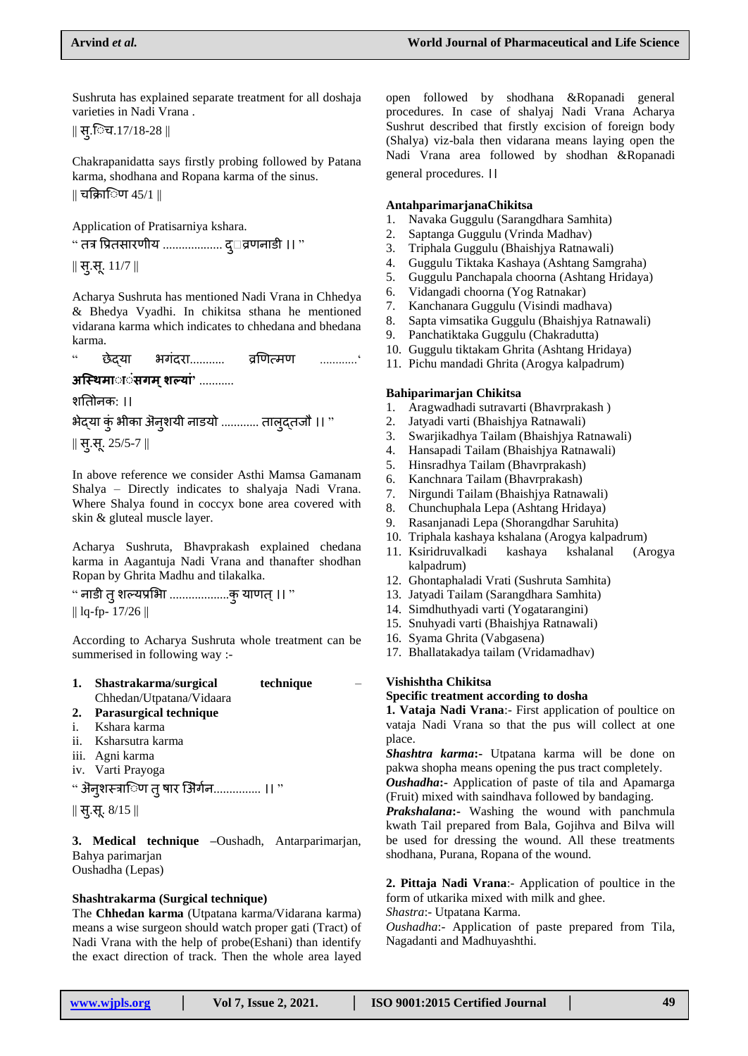Sushruta has explained separate treatment for all doshaja varieties in Nadi Vrana .

|| सु.िच.17/18-28 ||

Chakrapanidatta says firstly probing followed by Patana karma, shodhana and Ropana karma of the sinus.

|| चक्रिाणि 45/1 ||

Application of Pratisarniya kshara.

" तत्र प्रितसारणीय ................... दु व्रणनाडी ।। "

|| सु.सू. 11/7 ||

Acharya Sushruta has mentioned Nadi Vrana in Chhedya & Bhedya Vyadhi. In chikitsa sthana he mentioned vidarana karma which indicates to chhedana and bhedana karma.

" छेद्या भगंदरा........... व्रणित्मण ............'

**अस्थिमांसगम् शल्यां**' ...........

शतोनक: ।।

भेद्या कुं भीका अेनुशयी नाडयो ............ तालुद्तजौ ।। "

|| सु.सू. 25/5-7 ||

In above reference we consider Asthi Mamsa Gamanam Shalya – Directly indicates to shalyaja Nadi Vrana. Where Shalya found in coccyx bone area covered with skin & gluteal muscle layer.

Acharya Sushruta, Bhavprakash explained chedana karma in Aagantuja Nadi Vrana and thanafter shodhan Ropan by Ghrita Madhu and tilakalka.

" नाडी तु शल्यप्रभि ...................कु याणत् ।। "

|| lq-fp- 17/26 ||

According to Acharya Sushruta whole treatment can be summerised in following way :-

1. **Shastrakarma/surgical technique** – Chhedan/Utpatana/Vidaara
2. **Parasurgical technique**
   i. Kshara karma
   ii. Ksharsutra karma
   iii. Agni karma
   iv. Varti Prayoga

" अेनुशस्त्राणि तु षार अिग्न............... ।। "

|| सु.सू. 8/15 ||

3. **Medical technique** –Oushadh, Antarparimarjan, Bahya parimarjan
Oushadha (Lepas)

**Shashtrakarma (Surgical technique)**

The **Chhedan karma** (Utpatana karma/Vidarana karma) means a wise surgeon should watch proper gati (Tract) of Nadi Vrana with the help of probe(Eshani) than identify the exact direction of track. Then the whole area layed open followed by shodhana &Ropanadi general procedures. In case of shalyaj Nadi Vrana Acharya Sushrut described that firstly excision of foreign body (Shalya) viz-bala then vidarana means laying open the Nadi Vrana area followed by shodhan &Ropanadi general procedures. ।।

**AntahparimarjanaChikitsa**

1. Navaka Guggulu (Sarangdhara Samhita)
2. Saptanga Guggulu (Vrinda Madhav)
3. Triphala Guggulu (Bhaishjya Ratnawali)
4. Guggulu Tiktaka Kashaya (Ashtang Samgraha)
5. Guggulu Panchapala choorna (Ashtang Hridaya)
6. Vidangadi choorna (Yog Ratnakar)
7. Kanchanara Guggulu (Visindi madhava)
8. Sapta vimsatika Guggulu (Bhaishjya Ratnawali)
9. Panchatiktaka Guggulu (Chakradutta)
10. Guggulu tiktakam Ghrita (Ashtang Hridaya)
11. Pichu mandadi Ghrita (Arogya kalpadrum)

**Bahiparimarjan Chikitsa**

1. Aragwadhadi sutravarti (Bhavrprakash )
2. Jatyadi varti (Bhaishjya Ratnawali)
3. Swarjikadhya Tailam (Bhaishjya Ratnawali)
4. Hansapadi Tailam (Bhaishjya Ratnawali)
5. Hinsradhya Tailam (Bhavrprakash)
6. Kanchnara Tailam (Bhavrprakash)
7. Nirgundi Tailam (Bhaishjya Ratnawali)
8. Chunchuphala Lepa (Ashtang Hridaya)
9. Rasanjanadi Lepa (Shorangdhar Saruhita)
10. Triphala kashaya kshalana (Arogya kalpadrum)
11. Ksiridruvalkadi kashaya kshalanal (Arogya kalpadrum)
12. Ghontaphaladi Vrati (Sushruta Samhita)
13. Jatyadi Tailam (Sarangdhara Samhita)
14. Simdhuthyadi varti (Yogatarangini)
15. Snuhyadi varti (Bhaishjya Ratnawali)
16. Syama Ghrita (Vabgasena)
17. Bhallatakadya tailam (Vridamadhav)

**Vishishtha Chikitsa**

**Specific treatment according to dosha**

**1. Vataja Nadi Vrana**:- First application of poultice on vataja Nadi Vrana so that the pus will collect at one place.

***Shashtra karma*:-** Utpatana karma will be done on pakwa shopha means opening the pus tract completely.

***Oushadha*:-** Application of paste of tila and Apamarga (Fruit) mixed with saindhava followed by bandaging.

***Prakshalana*:-** Washing the wound with panchmula kwath Tail prepared from Bala, Gojihva and Bilva will be used for dressing the wound. All these treatments shodhana, Purana, Ropana of the wound.

**2. Pittaja Nadi Vrana**:- Application of poultice in the form of utkarika mixed with milk and ghee.

*Shastra*:- Utpatana Karma.

*Oushadha*:- Application of paste prepared from Tila, Nagadanti and Madhuyashthi.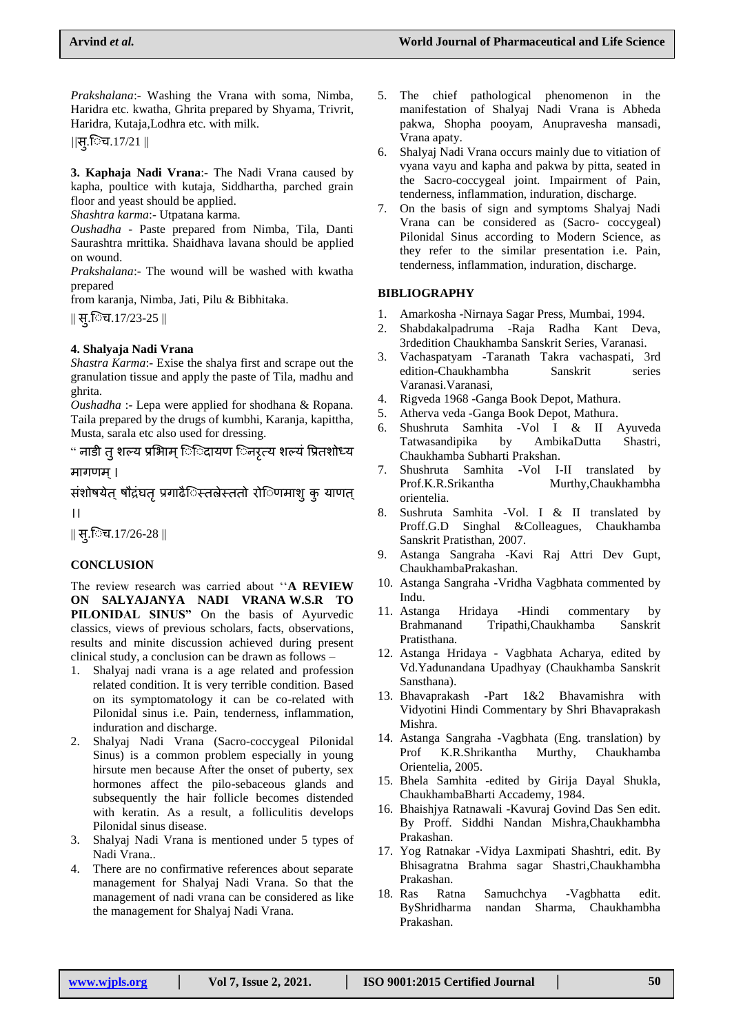*Prakshalana*:- Washing the Vrana with soma, Nimba, Haridra etc. kwatha, Ghrita prepared by Shyama, Trivrit, Haridra, Kutaja,Lodhra etc. with milk.

||सु.िच.17/21 ||

**3. Kaphaja Nadi Vrana**:- The Nadi Vrana caused by kapha, poultice with kutaja, Siddhartha, parched grain floor and yeast should be applied.

*Shashtra karma*:- Utpatana karma.

*Oushadha* - Paste prepared from Nimba, Tila, Danti Saurashtra mrittika. Shaidhava lavana should be applied on wound.

*Prakshalana*:- The wound will be washed with kwatha prepared

from karanja, Nimba, Jati, Pilu & Bibhitaka.

|| सु.िच.17/23-25 ||

**4. Shalyaja Nadi Vrana**

*Shastra Karma*:- Exise the shalya first and scrape out the granulation tissue and apply the paste of Tila, madhu and ghrita.

*Oushadha* :- Lepa were applied for shodhana & Ropana. Taila prepared by the drugs of kumbhi, Karanja, kapittha, Musta, sarala etc also used for dressing.

" नाडी तु शल्य प्रभिाम् िविदायण िनरृत्य शल्यं प्रितशोध्य मागणम् ।

संशोषयेत् षौद्रंघतृ प्रगाढैिस्तलेस्ततो रोिणमाशु कु याणत् ।।

|| सु.िच.17/26-28 ||

## CONCLUSION

The review research was carried about ''**A REVIEW ON SALYAJANYA NADI VRANA W.S.R TO PILONIDAL SINUS"** On the basis of Ayurvedic classics, views of previous scholars, facts, observations, results and minite discussion achieved during present clinical study, a conclusion can be drawn as follows –

1. Shalyaj nadi vrana is a age related and profession related condition. It is very terrible condition. Based on its symptomatology it can be co-related with Pilonidal sinus i.e. Pain, tenderness, inflammation, induration and discharge.
2. Shalyaj Nadi Vrana (Sacro-coccygeal Pilonidal Sinus) is a common problem especially in young hirsute men because After the onset of puberty, sex hormones affect the pilo-sebaceous glands and subsequently the hair follicle becomes distended with keratin. As a result, a folliculitis develops Pilonidal sinus disease.
3. Shalyaj Nadi Vrana is mentioned under 5 types of Nadi Vrana..
4. There are no confirmative references about separate management for Shalyaj Nadi Vrana. So that the management of nadi vrana can be considered as like the management for Shalyaj Nadi Vrana.
5. The chief pathological phenomenon in the manifestation of Shalyaj Nadi Vrana is Abheda pakwa, Shopha pooyam, Anupravesha mansadi, Vrana apaty.
6. Shalyaj Nadi Vrana occurs mainly due to vitiation of vyana vayu and kapha and pakwa by pitta, seated in the Sacro-coccygeal joint. Impairment of Pain, tenderness, inflammation, induration, discharge.
7. On the basis of sign and symptoms Shalyaj Nadi Vrana can be considered as (Sacro- coccygeal) Pilonidal Sinus according to Modern Science, as they refer to the similar presentation i.e. Pain, tenderness, inflammation, induration, discharge.

## BIBLIOGRAPHY

1. Amarkosha -Nirnaya Sagar Press, Mumbai, 1994.
2. Shabdakalpadruma -Raja Radha Kant Deva, 3rdedition Chaukhamba Sanskrit Series, Varanasi.
3. Vachaspatyam -Taranath Takra vachaspati, 3rd edition-Chaukhambha Sanskrit series Varanasi.Varanasi,
4. Rigveda 1968 -Ganga Book Depot, Mathura.
5. Atherva veda -Ganga Book Depot, Mathura.
6. Shushruta Samhita -Vol I & II Ayuveda Tatwasandipika by AmbikaDutta Shastri, Chaukhamba Subharti Prakshan.
7. Shushruta Samhita -Vol I-II translated by Prof.K.R.Srikantha Murthy,Chaukhambha orientelia.
8. Sushruta Samhita -Vol. I & II translated by Proff.G.D Singhal &Colleagues, Chaukhamba Sanskrit Pratisthan, 2007.
9. Astanga Sangraha -Kavi Raj Attri Dev Gupt, ChaukhambaPrakashan.
10. Astanga Sangraha -Vridha Vagbhata commented by Indu.
11. Astanga Hridaya -Hindi commentary by Brahmanand Tripathi,Chaukhamba Sanskrit Pratisthana.
12. Astanga Hridaya - Vagbhata Acharya, edited by Vd.Yadunandana Upadhyay (Chaukhamba Sanskrit Sansthana).
13. Bhavaprakash -Part 1&2 Bhavamishra with Vidyotini Hindi Commentary by Shri Bhavaprakash Mishra.
14. Astanga Sangraha -Vagbhata (Eng. translation) by Prof K.R.Shrikantha Murthy, Chaukhamba Orientelia, 2005.
15. Bhela Samhita -edited by Girija Dayal Shukla, ChaukhambaBharti Accademy, 1984.
16. Bhaishjya Ratnawali -Kavuraj Govind Das Sen edit. By Proff. Siddhi Nandan Mishra,Chaukhambha Prakashan.
17. Yog Ratnakar -Vidya Laxmipati Shashtri, edit. By Bhisagratna Brahma sagar Shastri,Chaukhambha Prakashan.
18. Ras Ratna Samuchchya -Vagbhatta edit. ByShridharma nandan Sharma, Chaukhambha Prakashan.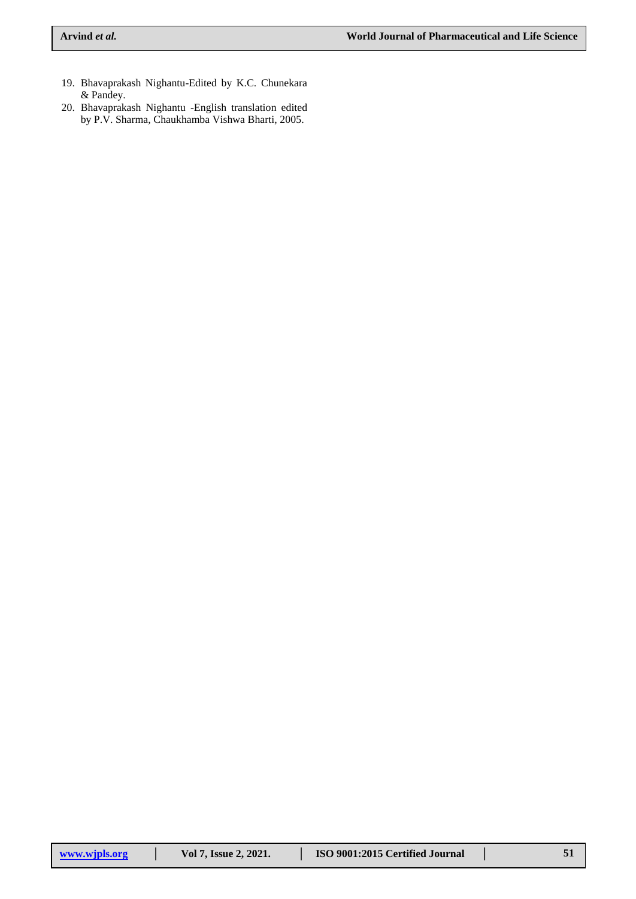19. Bhavaprakash Nighantu-Edited by K.C. Chunekara & Pandey.
20. Bhavaprakash Nighantu -English translation edited by P.V. Sharma, Chaukhamba Vishwa Bharti, 2005.